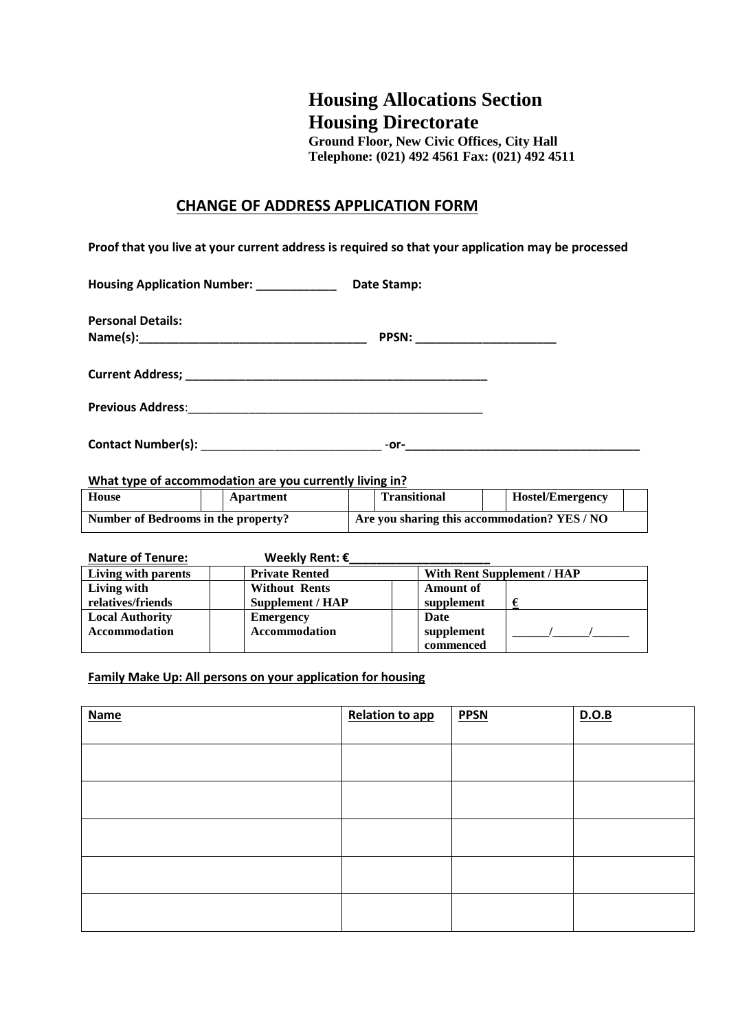# Housing Allocations Section
# Housing Directorate

**Ground Floor, New Civic Offices, City Hall**
**Telephone: (021) 492 4561 Fax: (021) 492 4511**

## CHANGE OF ADDRESS APPLICATION FORM

**Proof that you live at your current address is required so that your application may be processed**

**Housing Application Number: ____________ Date Stamp:**

**Personal Details:**
**Name(s):__________________________________ PPSN: _____________________**

**Current Address; ______________________________________________**

**Previous Address**:_____________________________________________

**Contact Number(s):** ___________________________ -**or-**___________________________________

**What type of accommodation are you currently living in?**

| House | | Apartment | | Transitional | | Hostel/Emergency | |
|---|---|---|---|---|---|---|---|
| Number of Bedrooms in the property? | | | | Are you sharing this accommodation? YES / NO | | | |

**Nature of Tenure:** **Weekly Rent: €_____________________**

| Living with parents | | Private Rented | | With Rent Supplement / HAP | |
|---|---|---|---|---|---|
| Living with relatives/friends | | Without Rents Supplement / HAP | | Amount of supplement | € |
| Local Authority Accommodation | | Emergency Accommodation | | Date supplement commenced | ______/______/______ |

**Family Make Up: All persons on your application for housing**

| Name | Relation to app | PPSN | D.O.B |
|---|---|---|---|
| | | | |
| | | | |
| | | | |
| | | | |
| | | | |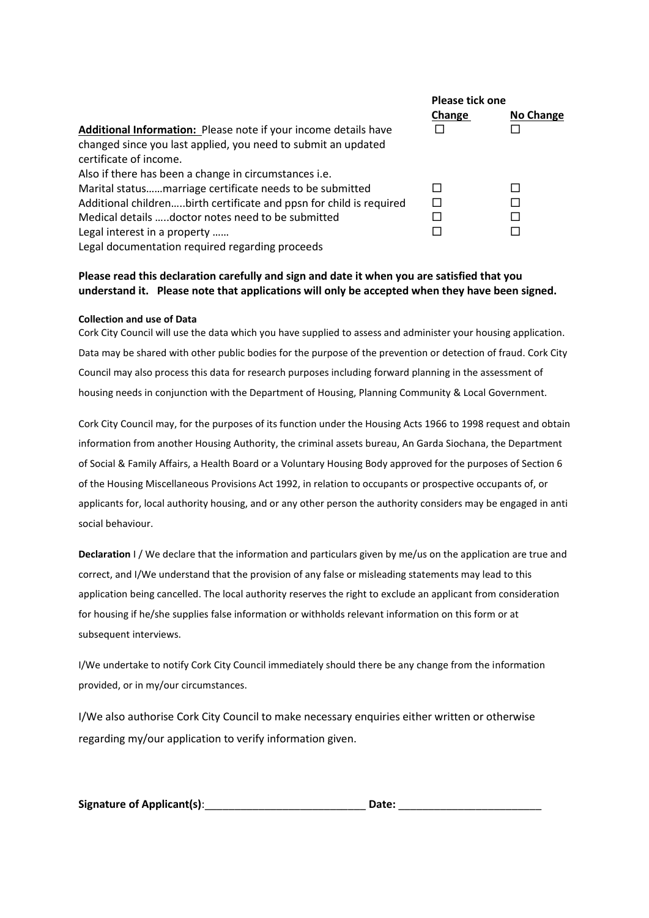| | Please tick one | |
|---|---|---|
| | Change | No Change |
| **Additional Information:** Please note if your income details have changed since you last applied, you need to submit an updated certificate of income. | ☐ | ☐ |
| Also if there has been a change in circumstances i.e. | | |
| Marital status……marriage certificate needs to be submitted | ☐ | ☐ |
| Additional children…..birth certificate and ppsn for child is required | ☐ | ☐ |
| Medical details …..doctor notes need to be submitted | ☐ | ☐ |
| Legal interest in a property …… Legal documentation required regarding proceeds | ☐ | ☐ |

**Please read this declaration carefully and sign and date it when you are satisfied that you understand it. Please note that applications will only be accepted when they have been signed.**

**Collection and use of Data**

Cork City Council will use the data which you have supplied to assess and administer your housing application. Data may be shared with other public bodies for the purpose of the prevention or detection of fraud. Cork City Council may also process this data for research purposes including forward planning in the assessment of housing needs in conjunction with the Department of Housing, Planning Community & Local Government.

Cork City Council may, for the purposes of its function under the Housing Acts 1966 to 1998 request and obtain information from another Housing Authority, the criminal assets bureau, An Garda Siochana, the Department of Social & Family Affairs, a Health Board or a Voluntary Housing Body approved for the purposes of Section 6 of the Housing Miscellaneous Provisions Act 1992, in relation to occupants or prospective occupants of, or applicants for, local authority housing, and or any other person the authority considers may be engaged in anti social behaviour.

**Declaration** I / We declare that the information and particulars given by me/us on the application are true and correct, and I/We understand that the provision of any false or misleading statements may lead to this application being cancelled. The local authority reserves the right to exclude an applicant from consideration for housing if he/she supplies false information or withholds relevant information on this form or at subsequent interviews.

I/We undertake to notify Cork City Council immediately should there be any change from the information provided, or in my/our circumstances.

I/We also authorise Cork City Council to make necessary enquiries either written or otherwise regarding my/our application to verify information given.

**Signature of Applicant(s)**:___________________________ **Date:** ________________________